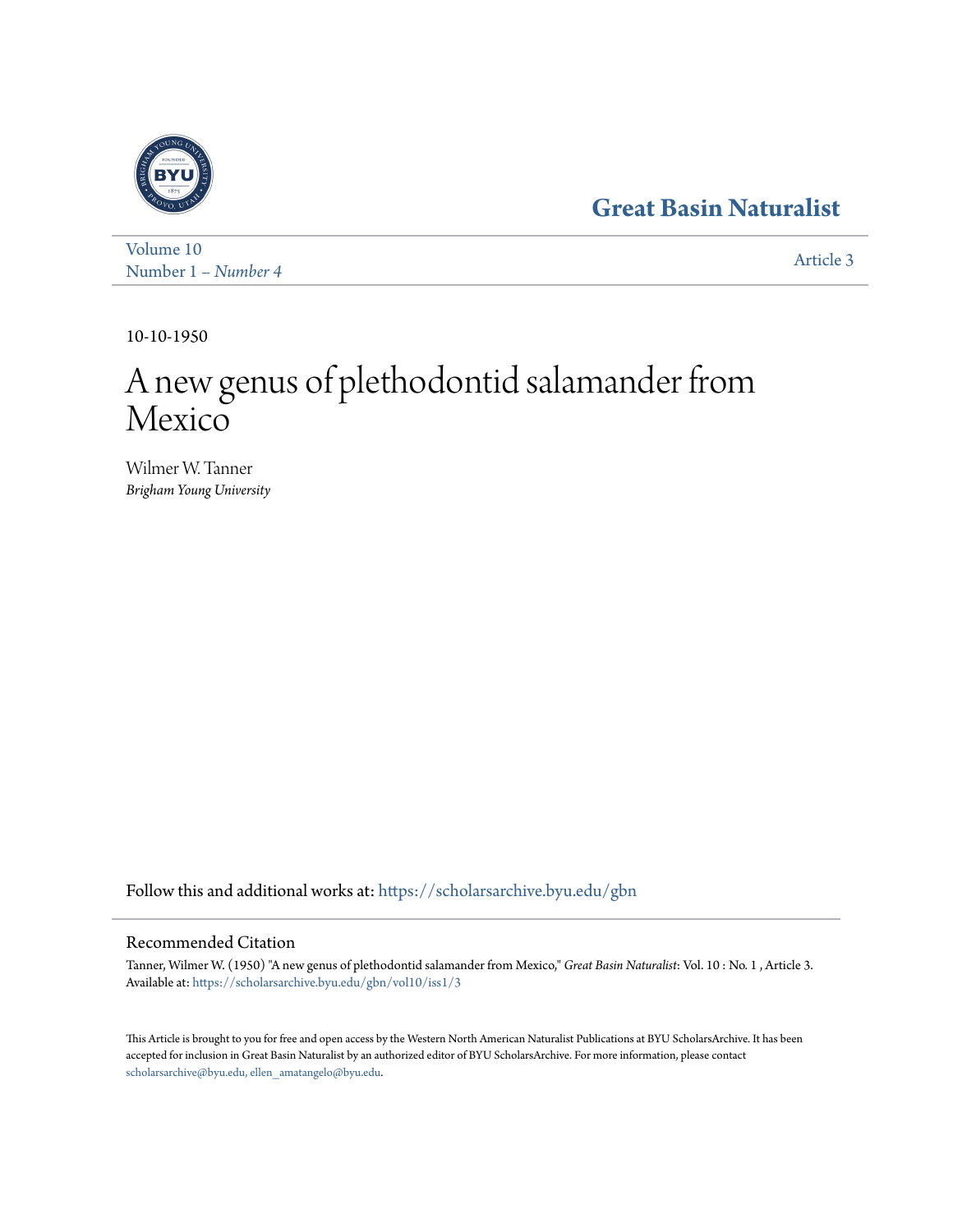Great Basin Naturalist

Volume 10
Number 1 – *Number 4*

Article 3

10-10-1950

# A new genus of plethodontid salamander from Mexico

Wilmer W. Tanner
*Brigham Young University*

Follow this and additional works at: https://scholarsarchive.byu.edu/gbn

## Recommended Citation

Tanner, Wilmer W. (1950) "A new genus of plethodontid salamander from Mexico," *Great Basin Naturalist*: Vol. 10 : No. 1 , Article 3.
Available at: https://scholarsarchive.byu.edu/gbn/vol10/iss1/3

This Article is brought to you for free and open access by the Western North American Naturalist Publications at BYU ScholarsArchive. It has been accepted for inclusion in Great Basin Naturalist by an authorized editor of BYU ScholarsArchive. For more information, please contact scholarsarchive@byu.edu, ellen_amatangelo@byu.edu.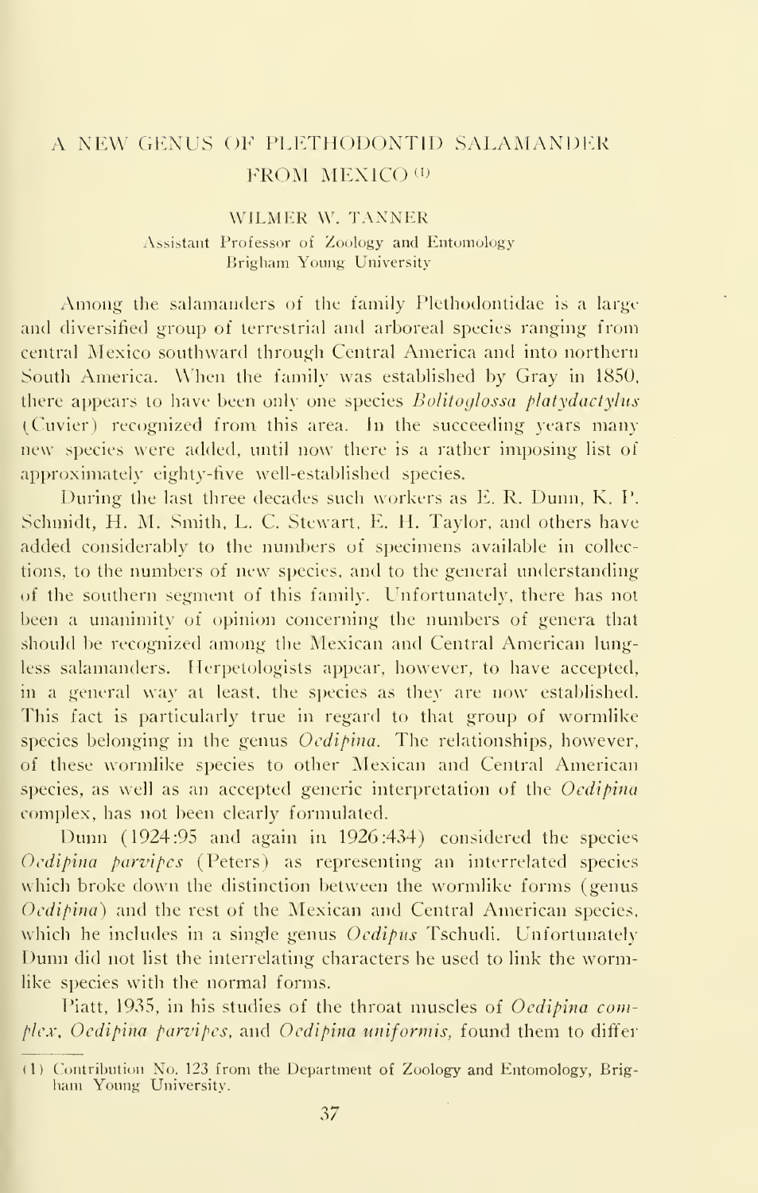# A NEW GENUS OF PLETHODONTID SALAMANDER FROM MEXICO [1]

WILMER W. TANNER

Assistant Professor of Zoology and Entomology
Brigham Young University

Among the salamanders of the family Plethodontidae is a large and diversified group of terrestrial and arboreal species ranging from central Mexico southward through Central America and into northern South America. When the family was established by Gray in 1850, there appears to have been only one species *Bolitoglossa platydactylus* (Cuvier) recognized from this area. In the succeeding years many new species were added, until now there is a rather imposing list of approximately eighty-five well-established species.

During the last three decades such workers as E. R. Dunn, K. P. Schmidt, H. M. Smith, L. C. Stewart, E. H. Taylor, and others have added considerably to the numbers of specimens available in collections, to the numbers of new species, and to the general understanding of the southern segment of this family. Unfortunately, there has not been a unanimity of opinion concerning the numbers of genera that should be recognized among the Mexican and Central American lungless salamanders. Herpetologists appear, however, to have accepted, in a general way at least, the species as they are now established. This fact is particularly true in regard to that group of wormlike species belonging in the genus *Oedipina*. The relationships, however, of these wormlike species to other Mexican and Central American species, as well as an accepted generic interpretation of the *Oedipina* complex, has not been clearly formulated.

Dunn (1924:95 and again in 1926:434) considered the species *Oedipina parvipes* (Peters) as representing an interrelated species which broke down the distinction between the wormlike forms (genus *Oedipina*) and the rest of the Mexican and Central American species, which he includes in a single genus *Oedipus* Tschudi. Unfortunately Dunn did not list the interrelating characters he used to link the wormlike species with the normal forms.

Piatt, 1935, in his studies of the throat muscles of *Oedipina complex*, *Oedipina parvipes*, and *Oedipina uniformis*, found them to differ

[1] Contribution No. 123 from the Department of Zoology and Entomology, Brigham Young University.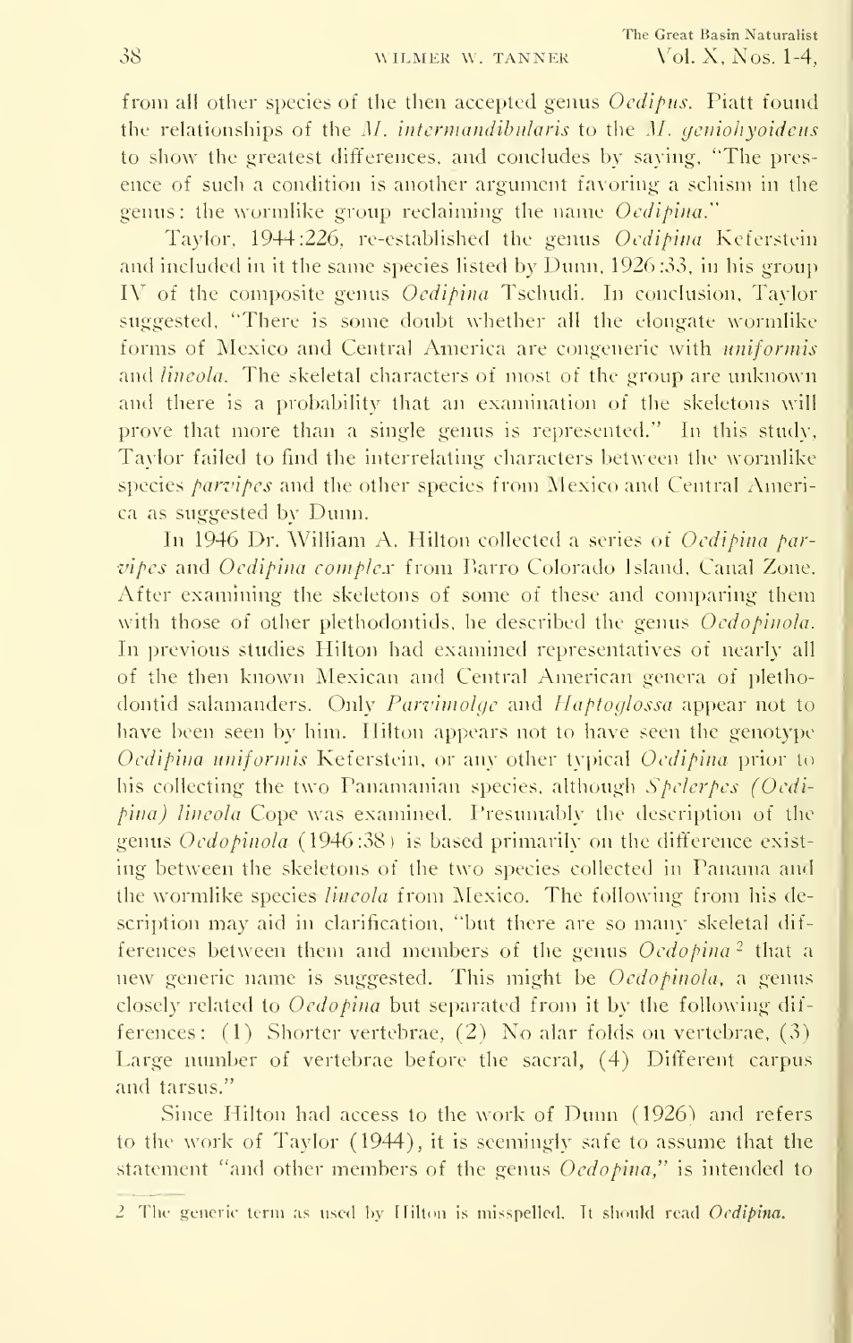from all other species of the then accepted genus *Oedipus*. Piatt found the relationships of the *M. intermandibularis* to the *M. geniohyoideus* to show the greatest differences, and concludes by saying, "The presence of such a condition is another argument favoring a schism in the genus: the wormlike group reclaiming the name *Oedipina*."

Taylor, 1944:226, re-established the genus *Oedipina* Keferstein and included in it the same species listed by Dunn, 1926:33, in his group IV of the composite genus *Oedipina* Tschudi. In conclusion, Taylor suggested, "There is some doubt whether all the elongate wormlike forms of Mexico and Central America are congeneric with *uniformis* and *lineola*. The skeletal characters of most of the group are unknown and there is a probability that an examination of the skeletons will prove that more than a single genus is represented." In this study, Taylor failed to find the interrelating characters between the wormlike species *parvipes* and the other species from Mexico and Central America as suggested by Dunn.

In 1946 Dr. William A. Hilton collected a series of *Oedipina parvipes* and *Oedipina complex* from Barro Colorado Island, Canal Zone. After examining the skeletons of some of these and comparing them with those of other plethodontids, he described the genus *Oedopinola*. In previous studies Hilton had examined representatives of nearly all of the then known Mexican and Central American genera of plethodontid salamanders. Only *Parvimolge* and *Haptoglossa* appear not to have been seen by him. Hilton appears not to have seen the genotype *Oedipina uniformis* Keferstein, or any other typical *Oedipina* prior to his collecting the two Panamanian species, although *Spelerpes (Oedipina) lineola* Cope was examined. Presumably the description of the genus *Oedopinola* (1946:38) is based primarily on the difference existing between the skeletons of the two species collected in Panama and the wormlike species *lineola* from Mexico. The following from his description may aid in clarification, "but there are so many skeletal differences between them and members of the genus *Oedopina*[2] that a new generic name is suggested. This might be *Oedopinola*, a genus closely related to *Oedopina* but separated from it by the following differences: (1) Shorter vertebrae, (2) No alar folds on vertebrae, (3) Large number of vertebrae before the sacral, (4) Different carpus and tarsus."

Since Hilton had access to the work of Dunn (1926) and refers to the work of Taylor (1944), it is seemingly safe to assume that the statement "and other members of the genus *Oedopina*," is intended to

[2] The generic term as used by Hilton is misspelled. It should read *Oedipina*.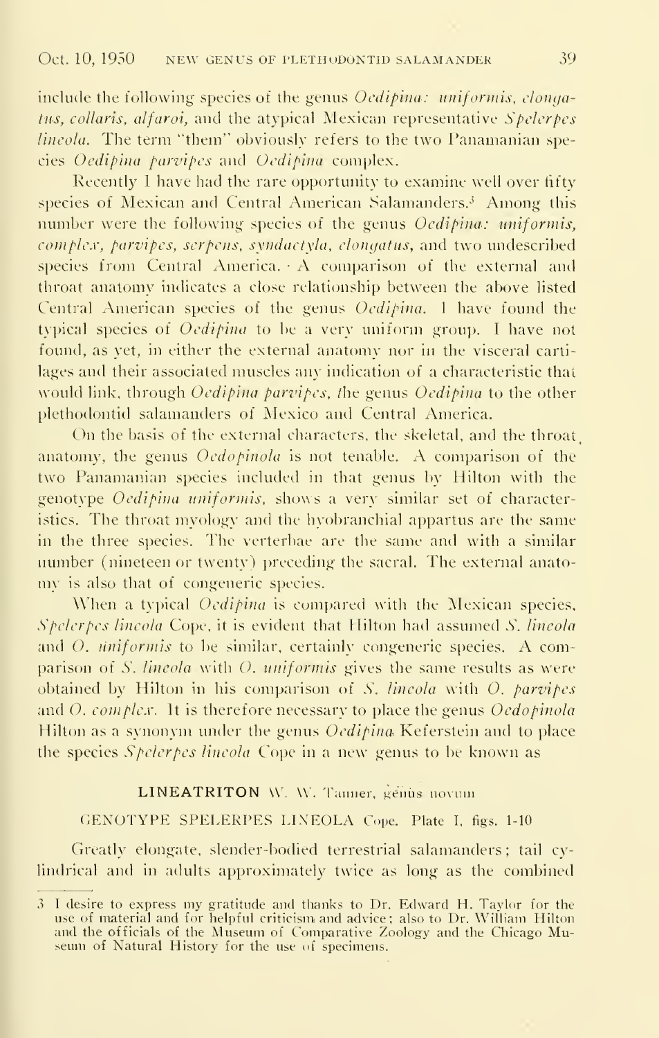include the following species of the genus *Oedipina: uniformis, elongatus, collaris, alfaroi,* and the atypical Mexican representative *Spelerpes lineola.* The term "them" obviously refers to the two Panamanian species *Oedipina parvipes* and *Oedipina* complex.

Recently I have had the rare opportunity to examine well over fifty species of Mexican and Central American Salamanders.[3] Among this number were the following species of the genus *Oedipina: uniformis, complex, parvipes, serpens, syndactyla, elongatus,* and two undescribed species from Central America. A comparison of the external and throat anatomy indicates a close relationship between the above listed Central American species of the genus *Oedipina.* I have found the typical species of *Oedipina* to be a very uniform group. I have not found, as yet, in either the external anatomy nor in the visceral cartilages and their associated muscles any indication of a characteristic that would link, through *Oedipina parvipes,* the genus *Oedipina* to the other plethodontid salamanders of Mexico and Central America.

On the basis of the external characters, the skeletal, and the throat anatomy, the genus *Oedopinola* is not tenable. A comparison of the two Panamanian species included in that genus by Hilton with the genotype *Oedipina uniformis,* shows a very similar set of characteristics. The throat myology and the hyobranchial appartus are the same in the three species. The verterbae are the same and with a similar number (nineteen or twenty) preceding the sacral. The external anatomy is also that of congeneric species.

When a typical *Oedipina* is compared with the Mexican species, *Spelerpes lineola* Cope, it is evident that Hilton had assumed *S. lineola* and *O. uniformis* to be similar, certainly congeneric species. A comparison of *S. lineola* with *O. uniformis* gives the same results as were obtained by Hilton in his comparison of *S. lineola* with *O. parvipes* and *O. complex.* It is therefore necessary to place the genus *Oedopinola* Hilton as a synonym under the genus *Oedipina* Keferstein and to place the species *Spelerpes lineola* Cope in a new genus to be known as

## LINEATRITON W. W. Tanner, genus novum

GENOTYPE SPELERPES LINEOLA Cope. Plate I, figs. 1-10

Greatly elongate, slender-bodied terrestrial salamanders; tail cylindrical and in adults approximately twice as long as the combined

---

[3] I desire to express my gratitude and thanks to Dr. Edward H. Taylor for the use of material and for helpful criticism and advice; also to Dr. William Hilton and the officials of the Museum of Comparative Zoology and the Chicago Museum of Natural History for the use of specimens.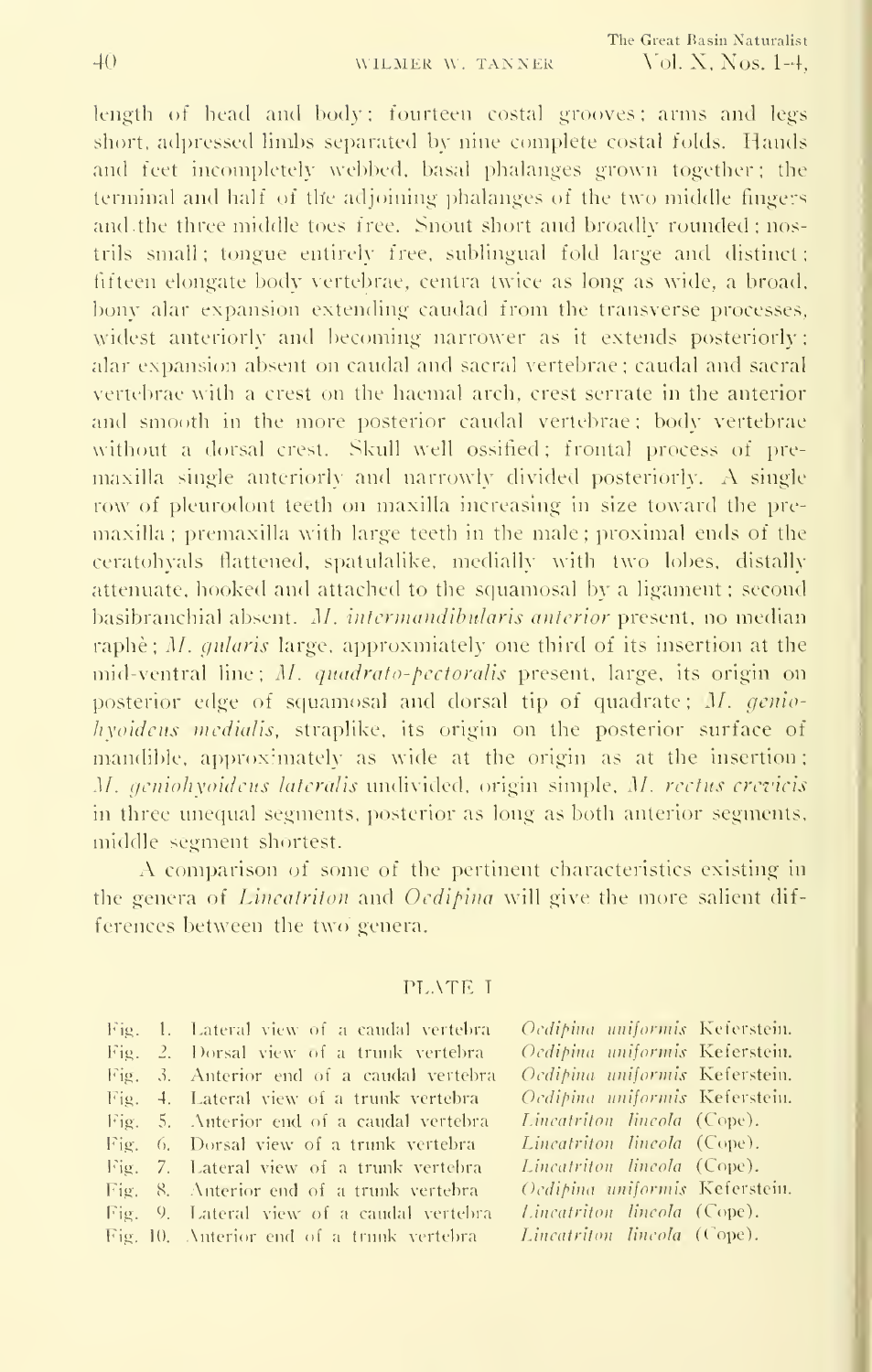length of head and body; fourteen costal grooves; arms and legs short, adpressed limbs separated by nine complete costal folds. Hands and feet incompletely webbed, basal phalanges grown together; the terminal and half of the adjoining phalanges of the two middle fingers and the three middle toes free. Snout short and broadly rounded; nostrils small; tongue entirely free, sublingual fold large and distinct; fifteen elongate body vertebrae, centra twice as long as wide, a broad, bony alar expansion extending caudad from the transverse processes, widest anteriorly and becoming narrower as it extends posteriorly; alar expansion absent on caudal and sacral vertebrae; caudal and sacral vertebrae with a crest on the haemal arch, crest serrate in the anterior and smooth in the more posterior caudal vertebrae; body vertebrae without a dorsal crest. Skull well ossified; frontal process of premaxilla single anteriorly and narrowly divided posteriorly. A single row of pleurodont teeth on maxilla increasing in size toward the premaxilla; premaxilla with large teeth in the male; proximal ends of the ceratohyals flattened, spatulalike, medially with two lobes, distally attenuate, hooked and attached to the squamosal by a ligament; second basibranchial absent. *M. intermandibularis anterior* present, no median raphè; *M. gularis* large, approxmiately one third of its insertion at the mid-ventral line; *M. quadrato-pectoralis* present, large, its origin on posterior edge of squamosal and dorsal tip of quadrate; *M. geniohyoideus medialis*, straplike, its origin on the posterior surface of mandible, approximately as wide at the origin as at the insertion; *M. geniohyoideus lateralis* undivided, origin simple. *M. rectus crevicis* in three unequal segments, posterior as long as both anterior segments, middle segment shortest.

A comparison of some of the pertinent characteristics existing in the genera of *Lineatriton* and *Oedipina* will give the more salient differences between the two genera.

## PLATE I

| | | |
|---|---|---|
| Fig. 1. | Lateral view of a caudal vertebra | *Oedipina uniformis* Keferstein. |
| Fig. 2. | Dorsal view of a trunk vertebra | *Oedipina uniformis* Keferstein. |
| Fig. 3. | Anterior end of a caudal vertebra | *Oedipina uniformis* Keferstein. |
| Fig. 4. | Lateral view of a trunk vertebra | *Oedipina uniformis* Keferstein. |
| Fig. 5. | Anterior end of a caudal vertebra | *Lineatriton lineola* (Cope). |
| Fig. 6. | Dorsal view of a trunk vertebra | *Lineatriton lineola* (Cope). |
| Fig. 7. | Lateral view of a trunk vertebra | *Lineatriton lineola* (Cope). |
| Fig. 8. | Anterior end of a trunk vertebra | *Oedipina uniformis* Keferstein. |
| Fig. 9. | Lateral view of a caudal vertebra | *Lineatriton lineola* (Cope). |
| Fig. 10. | Anterior end of a trunk vertebra | *Lineatriton lineola* (Cope). |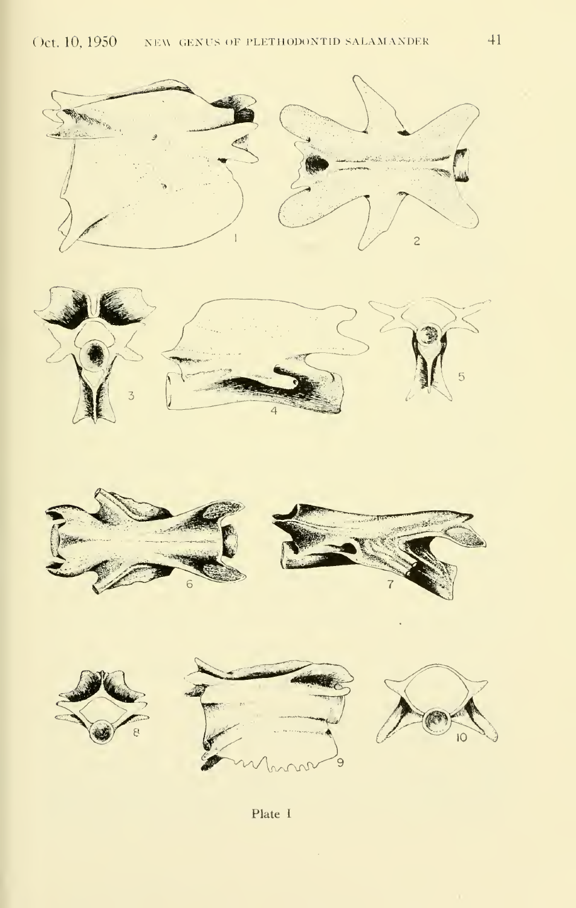Plate I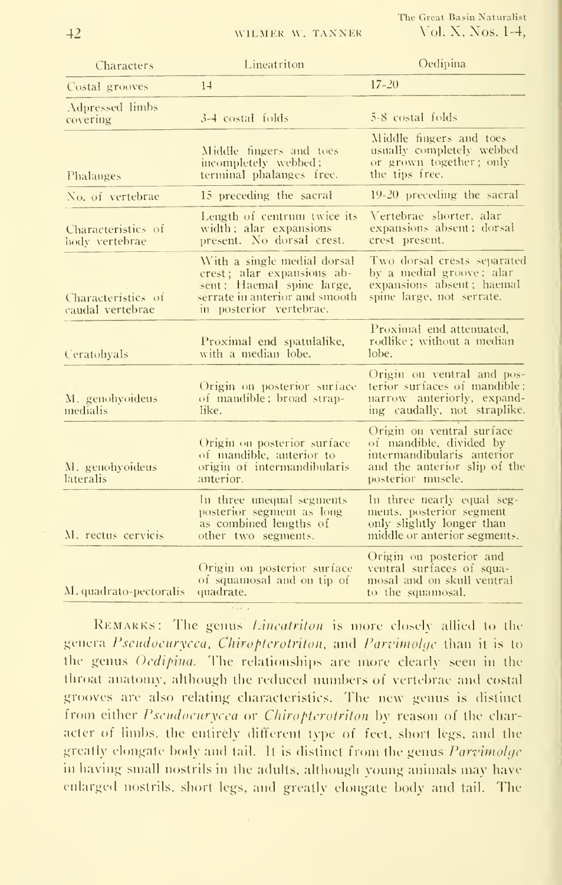| Characters | Lineatriton | Oedipina |
|---|---|---|
| Costal grooves | 14 | 17-20 |
| Adpressed limbs covering | 3-4 costal folds | 5-8 costal folds |
| Phalanges | Middle fingers and toes incompletely webbed; terminal phalanges free. | Middle fingers and toes usually completely webbed or grown together; only the tips free. |
| No. of vertebrae | 15 preceding the sacral | 19-20 preceding the sacral |
| Characteristics of body vertebrae | Length of centrum twice its width; alar expansions present. No dorsal crest. | Vertebrae shorter, alar expansions absent; dorsal crest present. |
| Characteristics of caudal vertebrae | With a single medial dorsal crest; alar expansions absent; Haemal spine large, serrate in anterior and smooth in posterior vertebrae. | Two dorsal crests separated by a medial groove; alar expansions absent; haemal spine large, not serrate. |
| Ceratohyals | Proximal end spatulalike, with a median lobe. | Proximal end attenuated, rodlike; without a median lobe. |
| M. genohyoideus medialis | Origin on posterior surface of mandible; broad straplike. | Origin on ventral and posterior surfaces of mandible; narrow anteriorly, expanding caudally, not straplike. |
| M. genohyoideus lateralis | Origin on posterior surface of mandible, anterior to origin of intermandibularis anterior. | Origin on ventral surface of mandible, divided by intermandibularis anterior and the anterior slip of the posterior muscle. |
| M. rectus cervicis | In three unequal segments posterior segment as long as combined lengths of other two segments. | In three nearly equal segments, posterior segment only slightly longer than middle or anterior segments. |
| M. quadrato-pectoralis | Origin on posterior surface of squamosal and on tip of quadrate. | Origin on posterior and ventral surfaces of squamosal and on skull ventral to the squamosal. |

REMARKS: The genus *Lineatriton* is more closely allied to the genera *Pseudoeurycea*, *Chiropterotriton*, and *Parvimolge* than it is to the genus *Oedipina*. The relationships are more clearly seen in the throat anatomy, although the reduced numbers of vertebrae and costal grooves are also relating characteristics. The new genus is distinct from either *Pseudoeurycea* or *Chiropterotriton* by reason of the character of limbs, the entirely different type of feet, short legs, and the greatly elongate body and tail. It is distinct from the genus *Parvimolge* in having small nostrils in the adults, although young animals may have enlarged nostrils, short legs, and greatly elongate body and tail. The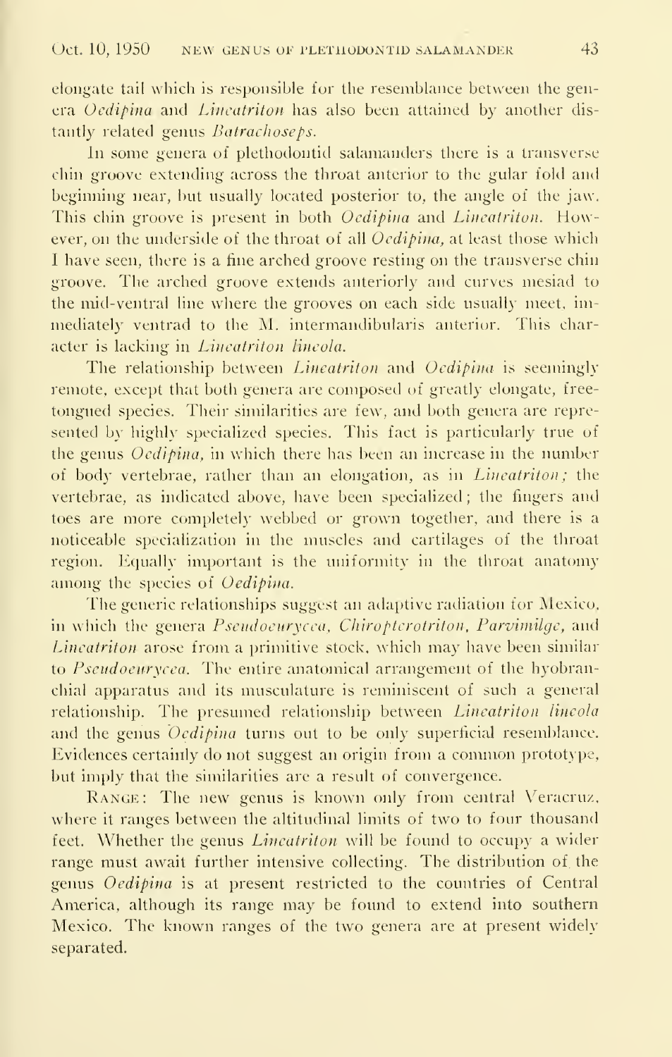elongate tail which is responsible for the resemblance between the genera *Oedipina* and *Lineatriton* has also been attained by another distantly related genus *Batrachoseps*.

In some genera of plethodontid salamanders there is a transverse chin groove extending across the throat anterior to the gular fold and beginning near, but usually located posterior to, the angle of the jaw. This chin groove is present in both *Oedipina* and *Lineatriton*. However, on the underside of the throat of all *Oedipina*, at least those which I have seen, there is a fine arched groove resting on the transverse chin groove. The arched groove extends anteriorly and curves mesiad to the mid-ventral line where the grooves on each side usually meet, immediately ventrad to the M. intermandibularis anterior. This character is lacking in *Lineatriton lineola*.

The relationship between *Lineatriton* and *Oedipina* is seemingly remote, except that both genera are composed of greatly elongate, free-tongued species. Their similarities are few, and both genera are represented by highly specialized species. This fact is particularly true of the genus *Oedipina*, in which there has been an increase in the number of body vertebrae, rather than an elongation, as in *Lineatriton;* the vertebrae, as indicated above, have been specialized; the fingers and toes are more completely webbed or grown together, and there is a noticeable specialization in the muscles and cartilages of the throat region. Equally important is the uniformity in the throat anatomy among the species of *Oedipina*.

The generic relationships suggest an adaptive radiation for Mexico, in which the genera *Pseudoeurycea, Chiropterotriton, Parvimilge*, and *Lineatriton* arose from a primitive stock, which may have been similar to *Pseudoeurycea*. The entire anatomical arrangement of the hyobranchial apparatus and its musculature is reminiscent of such a general relationship. The presumed relationship between *Lineatriton lineola* and the genus *Oedipina* turns out to be only superficial resemblance. Evidences certainly do not suggest an origin from a common prototype, but imply that the similarities are a result of convergence.

RANGE: The new genus is known only from central Veracruz, where it ranges between the altitudinal limits of two to four thousand feet. Whether the genus *Lineatriton* will be found to occupy a wider range must await further intensive collecting. The distribution of the genus *Oedipina* is at present restricted to the countries of Central America, although its range may be found to extend into southern Mexico. The known ranges of the two genera are at present widely separated.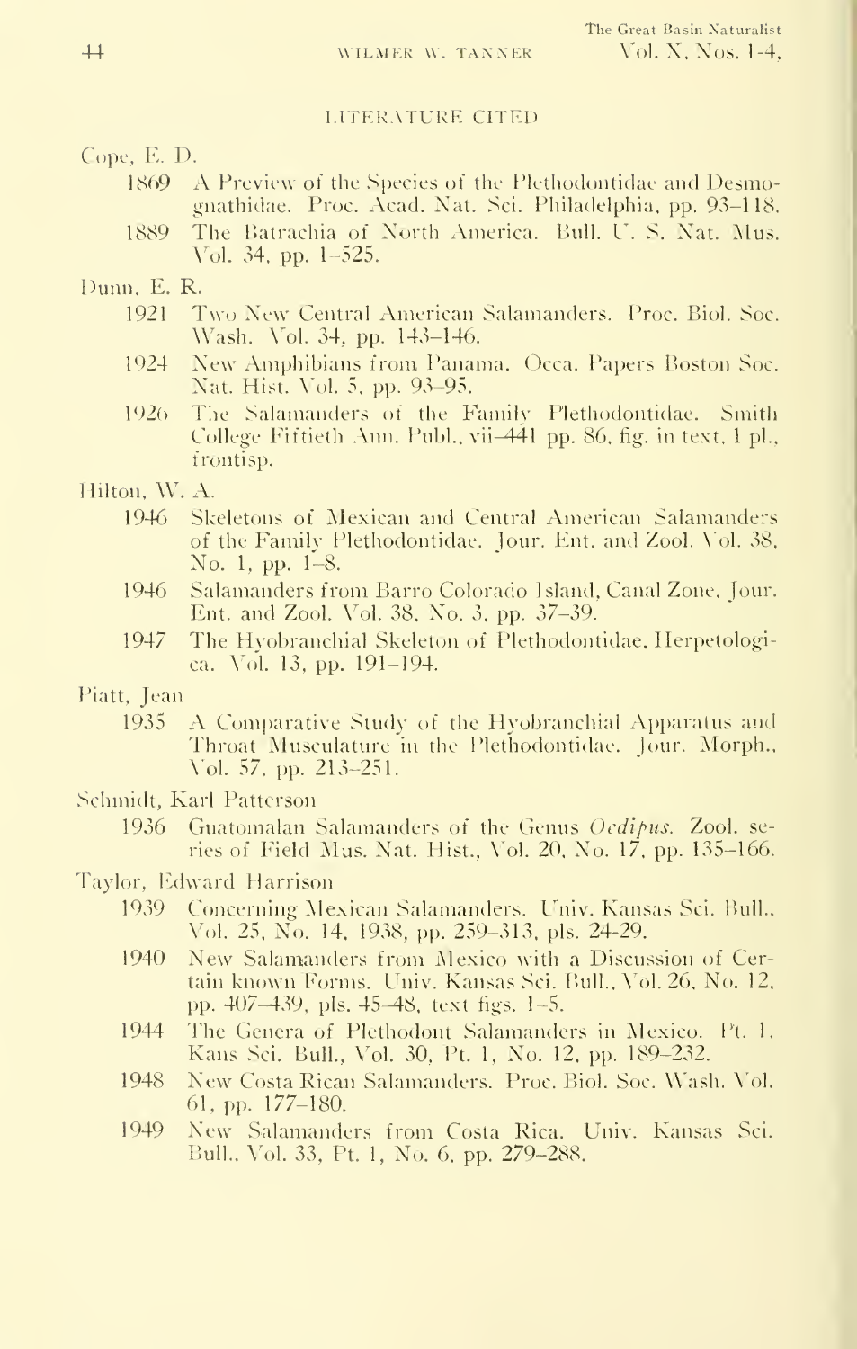## LITERATURE CITED

Cope, E. D.

1869 A Preview of the Species of the Plethodontidae and Desmognathidae. Proc. Acad. Nat. Sci. Philadelphia, pp. 93–118.

1889 The Batrachia of North America. Bull. U. S. Nat. Mus. Vol. 34, pp. 1–525.

Dunn, E. R.

1921 Two New Central American Salamanders. Proc. Biol. Soc. Wash. Vol. 34, pp. 143–146.

1924 New Amphibians from Panama. Occa. Papers Boston Soc. Nat. Hist. Vol. 5, pp. 93–95.

1926 The Salamanders of the Family Plethodontidae. Smith College Fiftieth Ann. Publ., vii–441 pp. 86, fig. in text, 1 pl., frontisp.

Hilton, W. A.

1946 Skeletons of Mexican and Central American Salamanders of the Family Plethodontidae. Jour. Ent. and Zool. Vol. 38, No. 1, pp. 1–8.

1946 Salamanders from Barro Colorado Island, Canal Zone. Jour. Ent. and Zool. Vol. 38, No. 3, pp. 37–39.

1947 The Hyobranchial Skeleton of Plethodontidae. Herpetologica. Vol. 13, pp. 191–194.

Piatt, Jean

1935 A Comparative Study of the Hyobranchial Apparatus and Throat Musculature in the Plethodontidae. Jour. Morph., Vol. 57, pp. 213–251.

Schmidt, Karl Patterson

1936 Guatemalan Salamanders of the Genus *Oedipus*. Zool. series of Field Mus. Nat. Hist., Vol. 20, No. 17, pp. 135–166.

Taylor, Edward Harrison

1939 Concerning Mexican Salamanders. Univ. Kansas Sci. Bull., Vol. 25, No. 14, 1938, pp. 259–313, pls. 24-29.

1940 New Salamanders from Mexico with a Discussion of Certain known Forms. Univ. Kansas Sci. Bull., Vol. 26, No. 12, pp. 407–439, pls. 45–48, text figs. 1–5.

1944 The Genera of Plethodont Salamanders in Mexico. Pt. 1, Kans Sci. Bull., Vol. 30, Pt. 1, No. 12, pp. 189–232.

1948 New Costa Rican Salamanders. Proc. Biol. Soc. Wash. Vol. 61, pp. 177–180.

1949 New Salamanders from Costa Rica. Univ. Kansas Sci. Bull., Vol. 33, Pt. 1, No. 6, pp. 279–288.